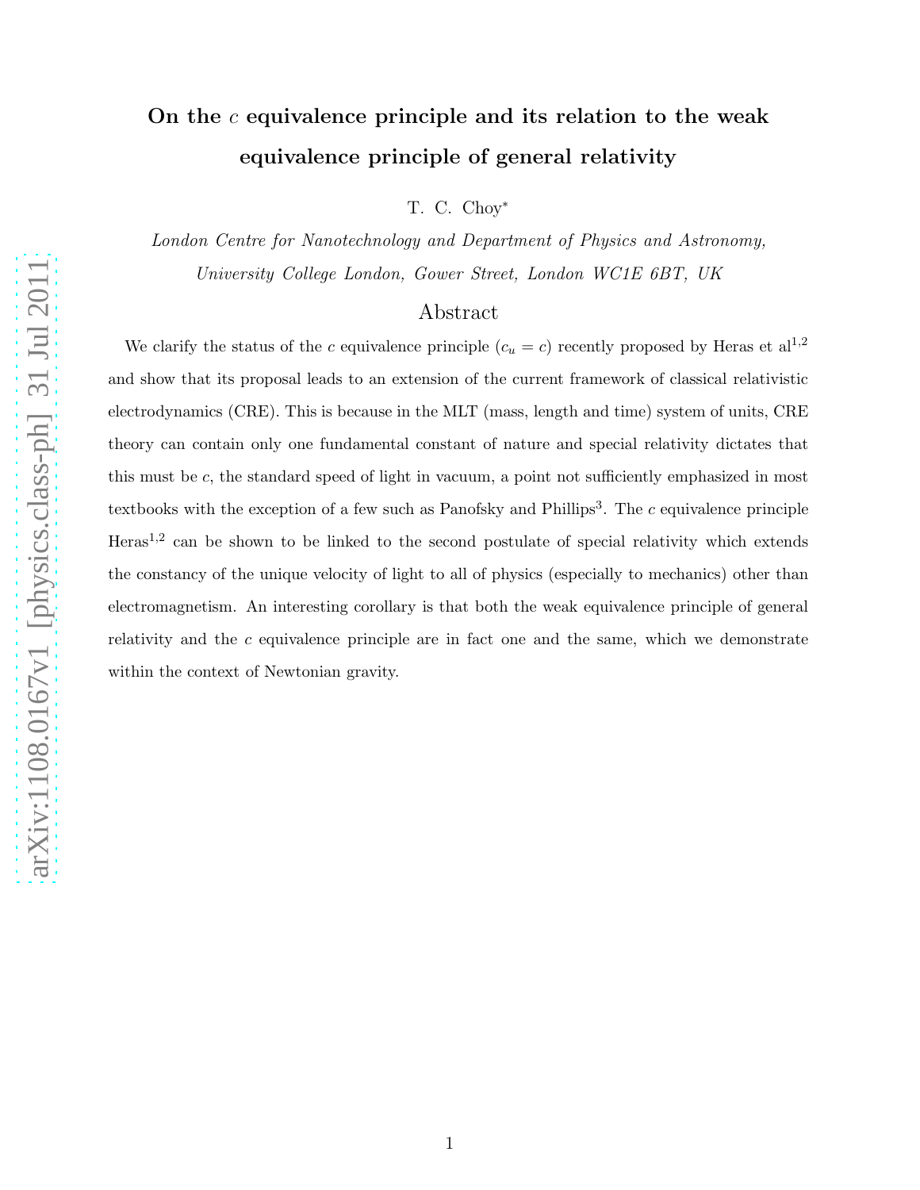# On the $c$ equivalence principle and its relation to the weak equivalence principle of general relativity

T. C. Choy*

*London Centre for Nanotechnology and Department of Physics and Astronomy, University College London, Gower Street, London WC1E 6BT, UK*

## Abstract

We clarify the status of the $c$ equivalence principle ($c_u = c$) recently proposed by Heras et al[1,2] and show that its proposal leads to an extension of the current framework of classical relativistic electrodynamics (CRE). This is because in the MLT (mass, length and time) system of units, CRE theory can contain only one fundamental constant of nature and special relativity dictates that this must be $c$, the standard speed of light in vacuum, a point not sufficiently emphasized in most textbooks with the exception of a few such as Panofsky and Phillips[3]. The $c$ equivalence principle Heras[1,2] can be shown to be linked to the second postulate of special relativity which extends the constancy of the unique velocity of light to all of physics (especially to mechanics) other than electromagnetism. An interesting corollary is that both the weak equivalence principle of general relativity and the $c$ equivalence principle are in fact one and the same, which we demonstrate within the context of Newtonian gravity.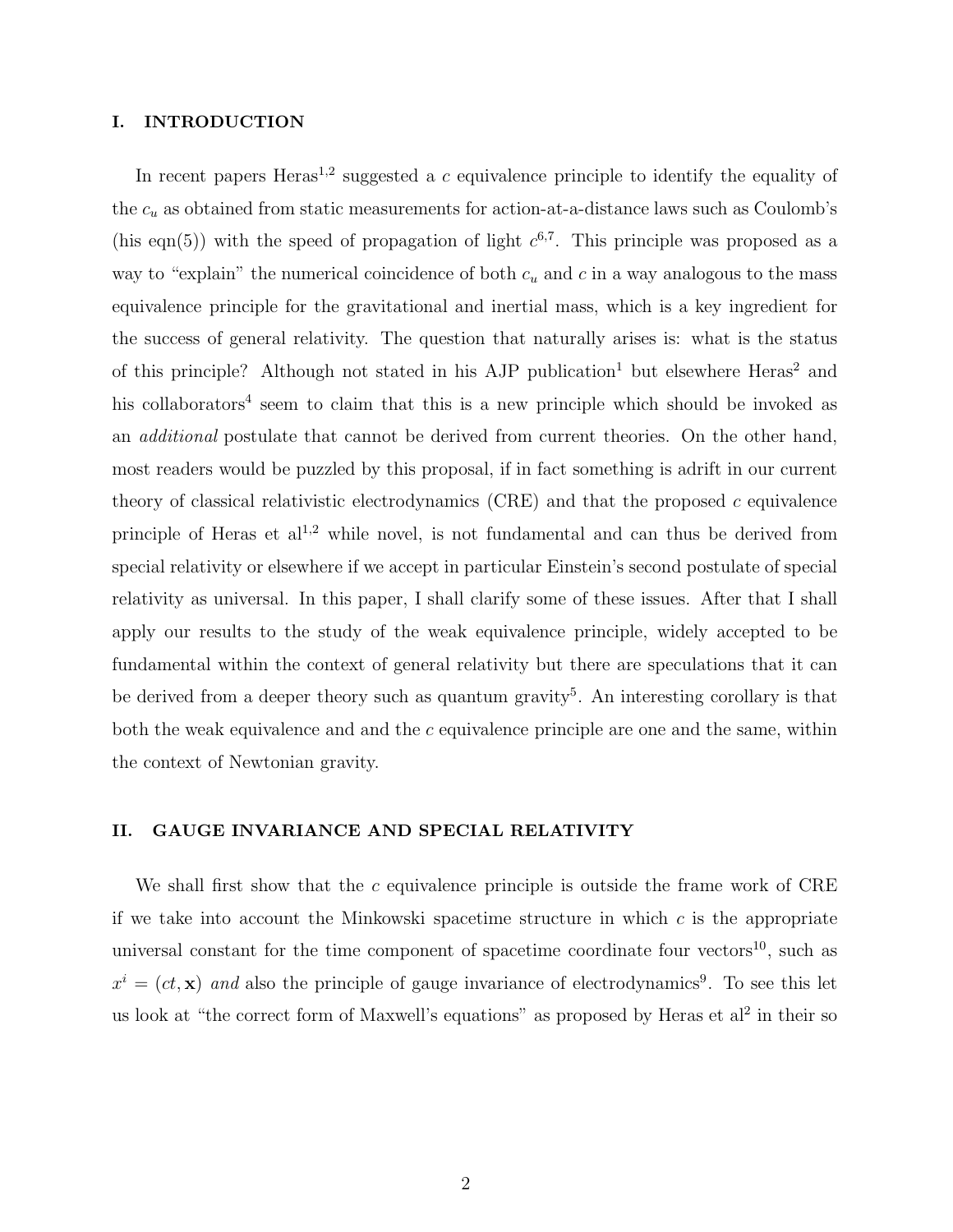## I. INTRODUCTION

In recent papers Heras[1,2] suggested a $c$ equivalence principle to identify the equality of the $c_u$ as obtained from static measurements for action-at-a-distance laws such as Coulomb's (his eqn(5)) with the speed of propagation of light $c$[6,7]. This principle was proposed as a way to "explain" the numerical coincidence of both $c_u$ and $c$ in a way analogous to the mass equivalence principle for the gravitational and inertial mass, which is a key ingredient for the success of general relativity. The question that naturally arises is: what is the status of this principle? Although not stated in his AJP publication[1] but elsewhere Heras[2] and his collaborators[4] seem to claim that this is a new principle which should be invoked as an *additional* postulate that cannot be derived from current theories. On the other hand, most readers would be puzzled by this proposal, if in fact something is adrift in our current theory of classical relativistic electrodynamics (CRE) and that the proposed $c$ equivalence principle of Heras et al[1,2] while novel, is not fundamental and can thus be derived from special relativity or elsewhere if we accept in particular Einstein's second postulate of special relativity as universal. In this paper, I shall clarify some of these issues. After that I shall apply our results to the study of the weak equivalence principle, widely accepted to be fundamental within the context of general relativity but there are speculations that it can be derived from a deeper theory such as quantum gravity[5]. An interesting corollary is that both the weak equivalence and and the $c$ equivalence principle are one and the same, within the context of Newtonian gravity.

## II. GAUGE INVARIANCE AND SPECIAL RELATIVITY

We shall first show that the $c$ equivalence principle is outside the frame work of CRE if we take into account the Minkowski spacetime structure in which $c$ is the appropriate universal constant for the time component of spacetime coordinate four vectors[10], such as $x^i = (ct, \mathbf{x})$ *and* also the principle of gauge invariance of electrodynamics[9]. To see this let us look at "the correct form of Maxwell's equations" as proposed by Heras et al[2] in their so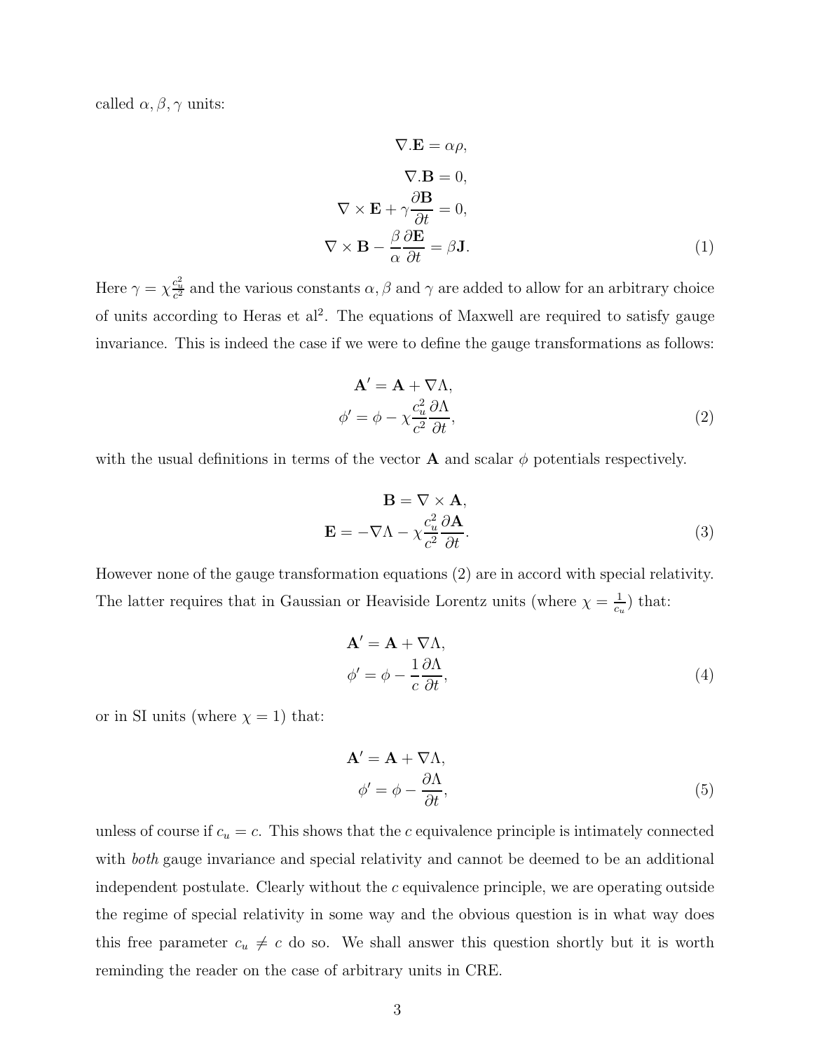called $\alpha, \beta, \gamma$ units:

$$
\begin{aligned}
\nabla.\mathbf{E} &= \alpha\rho, \\
\nabla.\mathbf{B} &= 0, \\
\nabla \times \mathbf{E} + \gamma \frac{\partial \mathbf{B}}{\partial t} &= 0, \\
\nabla \times \mathbf{B} - \frac{\beta}{\alpha}\frac{\partial \mathbf{E}}{\partial t} &= \beta \mathbf{J}.
\end{aligned} \tag{1}
$$

Here $\gamma = \chi \frac{c_u^2}{c^2}$ and the various constants $\alpha, \beta$ and $\gamma$ are added to allow for an arbitrary choice of units according to Heras et al[2]. The equations of Maxwell are required to satisfy gauge invariance. This is indeed the case if we were to define the gauge transformations as follows:

$$
\begin{aligned}
\mathbf{A}' &= \mathbf{A} + \nabla\Lambda, \\
\phi' &= \phi - \chi \frac{c_u^2}{c^2}\frac{\partial \Lambda}{\partial t},
\end{aligned} \tag{2}
$$

with the usual definitions in terms of the vector $\mathbf{A}$ and scalar $\phi$ potentials respectively.

$$
\begin{aligned}
\mathbf{B} &= \nabla \times \mathbf{A}, \\
\mathbf{E} &= -\nabla\Lambda - \chi \frac{c_u^2}{c^2}\frac{\partial \mathbf{A}}{\partial t}.
\end{aligned} \tag{3}
$$

However none of the gauge transformation equations (2) are in accord with special relativity. The latter requires that in Gaussian or Heaviside Lorentz units (where $\chi = \frac{1}{c_u}$) that:

$$
\begin{aligned}
\mathbf{A}' &= \mathbf{A} + \nabla\Lambda, \\
\phi' &= \phi - \frac{1}{c}\frac{\partial \Lambda}{\partial t},
\end{aligned} \tag{4}
$$

or in SI units (where $\chi = 1$) that:

$$
\begin{aligned}
\mathbf{A}' &= \mathbf{A} + \nabla\Lambda, \\
\phi' &= \phi - \frac{\partial \Lambda}{\partial t},
\end{aligned} \tag{5}
$$

unless of course if $c_u = c$. This shows that the $c$ equivalence principle is intimately connected with *both* gauge invariance and special relativity and cannot be deemed to be an additional independent postulate. Clearly without the $c$ equivalence principle, we are operating outside the regime of special relativity in some way and the obvious question is in what way does this free parameter $c_u \neq c$ do so. We shall answer this question shortly but it is worth reminding the reader on the case of arbitrary units in CRE.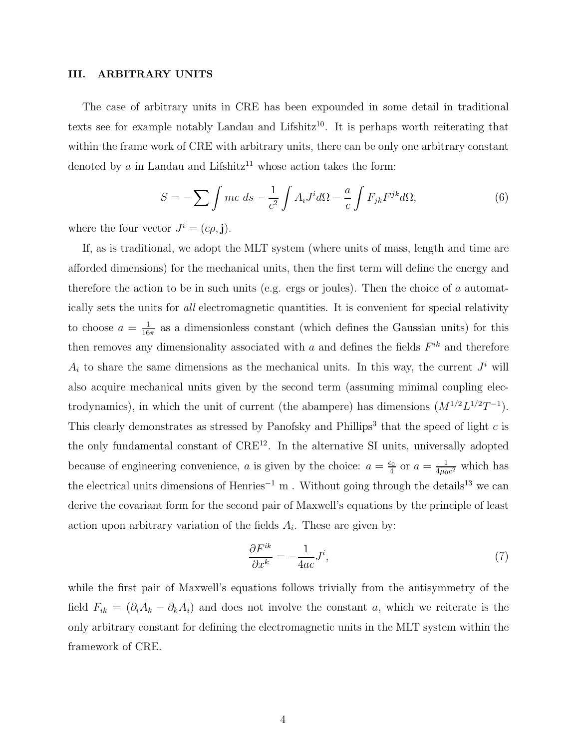## III. ARBITRARY UNITS

The case of arbitrary units in CRE has been expounded in some detail in traditional texts see for example notably Landau and Lifshitz[10]. It is perhaps worth reiterating that within the frame work of CRE with arbitrary units, there can be only one arbitrary constant denoted by $a$ in Landau and Lifshitz[11] whose action takes the form:

$$S = -\sum \int mc\ ds - \frac{1}{c^2}\int A_i J^i d\Omega - \frac{a}{c}\int F_{jk}F^{jk} d\Omega, \tag{6}$$

where the four vector $J^i = (c\rho, \mathbf{j})$.

If, as is traditional, we adopt the MLT system (where units of mass, length and time are afforded dimensions) for the mechanical units, then the first term will define the energy and therefore the action to be in such units (e.g. ergs or joules). Then the choice of $a$ automatically sets the units for *all* electromagnetic quantities. It is convenient for special relativity to choose $a = \frac{1}{16\pi}$ as a dimensionless constant (which defines the Gaussian units) for this then removes any dimensionality associated with $a$ and defines the fields $F^{ik}$ and therefore $A_i$ to share the same dimensions as the mechanical units. In this way, the current $J^i$ will also acquire mechanical units given by the second term (assuming minimal coupling electrodynamics), in which the unit of current (the abampere) has dimensions $(M^{1/2}L^{1/2}T^{-1})$. This clearly demonstrates as stressed by Panofsky and Phillips[3] that the speed of light $c$ is the only fundamental constant of CRE[12]. In the alternative SI units, universally adopted because of engineering convenience, $a$ is given by the choice: $a = \frac{\epsilon_0}{4}$ or $a = \frac{1}{4\mu_0 c^2}$ which has the electrical units dimensions of Henries$^{-1}$ m . Without going through the details[13] we can derive the covariant form for the second pair of Maxwell's equations by the principle of least action upon arbitrary variation of the fields $A_i$. These are given by:

$$\frac{\partial F^{ik}}{\partial x^k} = -\frac{1}{4ac}J^i, \tag{7}$$

while the first pair of Maxwell's equations follows trivially from the antisymmetry of the field $F_{ik} = (\partial_i A_k - \partial_k A_i)$ and does not involve the constant $a$, which we reiterate is the only arbitrary constant for defining the electromagnetic units in the MLT system within the framework of CRE.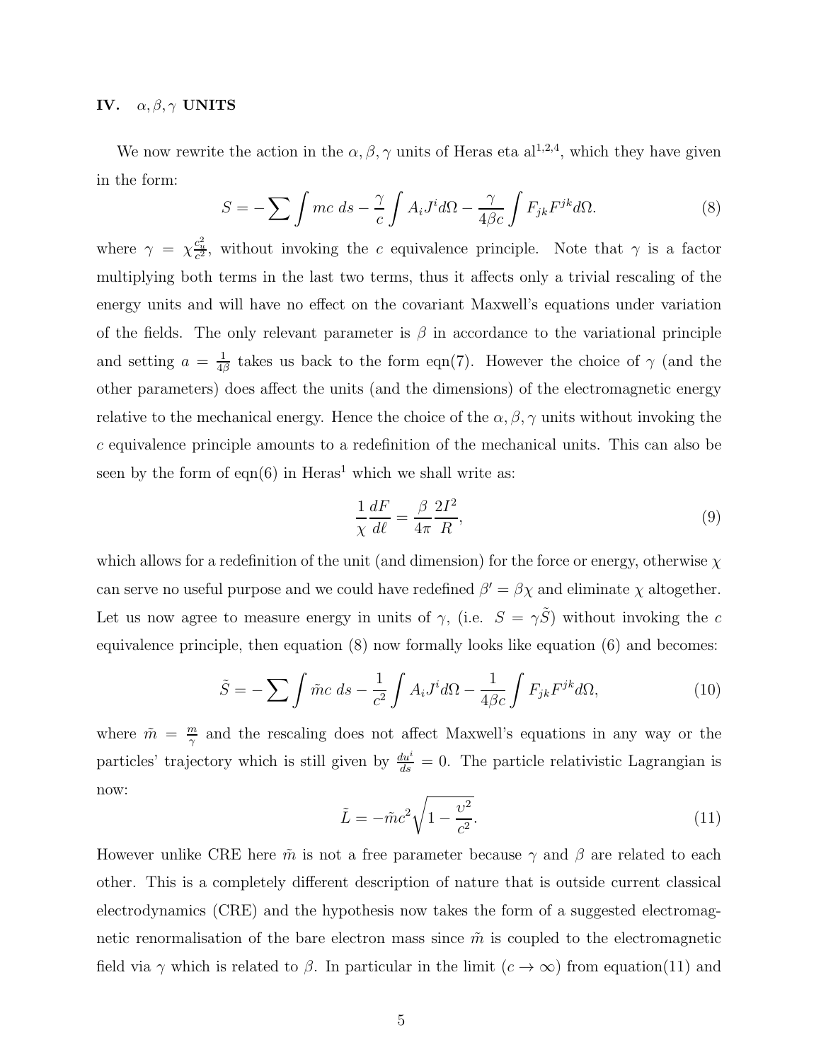## IV. $\alpha, \beta, \gamma$ UNITS

We now rewrite the action in the $\alpha, \beta, \gamma$ units of Heras eta al[1,2,4], which they have given in the form:

$$S = -\sum \int mc\ ds - \frac{\gamma}{c} \int A_i J^i d\Omega - \frac{\gamma}{4\beta c} \int F_{jk} F^{jk} d\Omega. \tag{8}$$

where $\gamma = \chi \frac{c_u^2}{c^2}$, without invoking the $c$ equivalence principle. Note that $\gamma$ is a factor multiplying both terms in the last two terms, thus it affects only a trivial rescaling of the energy units and will have no effect on the covariant Maxwell's equations under variation of the fields. The only relevant parameter is $\beta$ in accordance to the variational principle and setting $a = \frac{1}{4\beta}$ takes us back to the form eqn(7). However the choice of $\gamma$ (and the other parameters) does affect the units (and the dimensions) of the electromagnetic energy relative to the mechanical energy. Hence the choice of the $\alpha, \beta, \gamma$ units without invoking the $c$ equivalence principle amounts to a redefinition of the mechanical units. This can also be seen by the form of eqn(6) in Heras[1] which we shall write as:

$$\frac{1}{\chi} \frac{dF}{d\ell} = \frac{\beta}{4\pi} \frac{2I^2}{R}, \tag{9}$$

which allows for a redefinition of the unit (and dimension) for the force or energy, otherwise $\chi$ can serve no useful purpose and we could have redefined $\beta' = \beta\chi$ and eliminate $\chi$ altogether. Let us now agree to measure energy in units of $\gamma$, (i.e. $S = \gamma \tilde{S}$) without invoking the $c$ equivalence principle, then equation (8) now formally looks like equation (6) and becomes:

$$\tilde{S} = -\sum \int \tilde{m} c\ ds - \frac{1}{c^2} \int A_i J^i d\Omega - \frac{1}{4\beta c} \int F_{jk} F^{jk} d\Omega, \tag{10}$$

where $\tilde{m} = \frac{m}{\gamma}$ and the rescaling does not affect Maxwell's equations in any way or the particles' trajectory which is still given by $\frac{du^i}{ds} = 0$. The particle relativistic Lagrangian is now:

$$\tilde{L} = -\tilde{m} c^2 \sqrt{1 - \frac{\upsilon^2}{c^2}}. \tag{11}$$

However unlike CRE here $\tilde{m}$ is not a free parameter because $\gamma$ and $\beta$ are related to each other. This is a completely different description of nature that is outside current classical electrodynamics (CRE) and the hypothesis now takes the form of a suggested electromagnetic renormalisation of the bare electron mass since $\tilde{m}$ is coupled to the electromagnetic field via $\gamma$ which is related to $\beta$. In particular in the limit ($c \to \infty$) from equation(11) and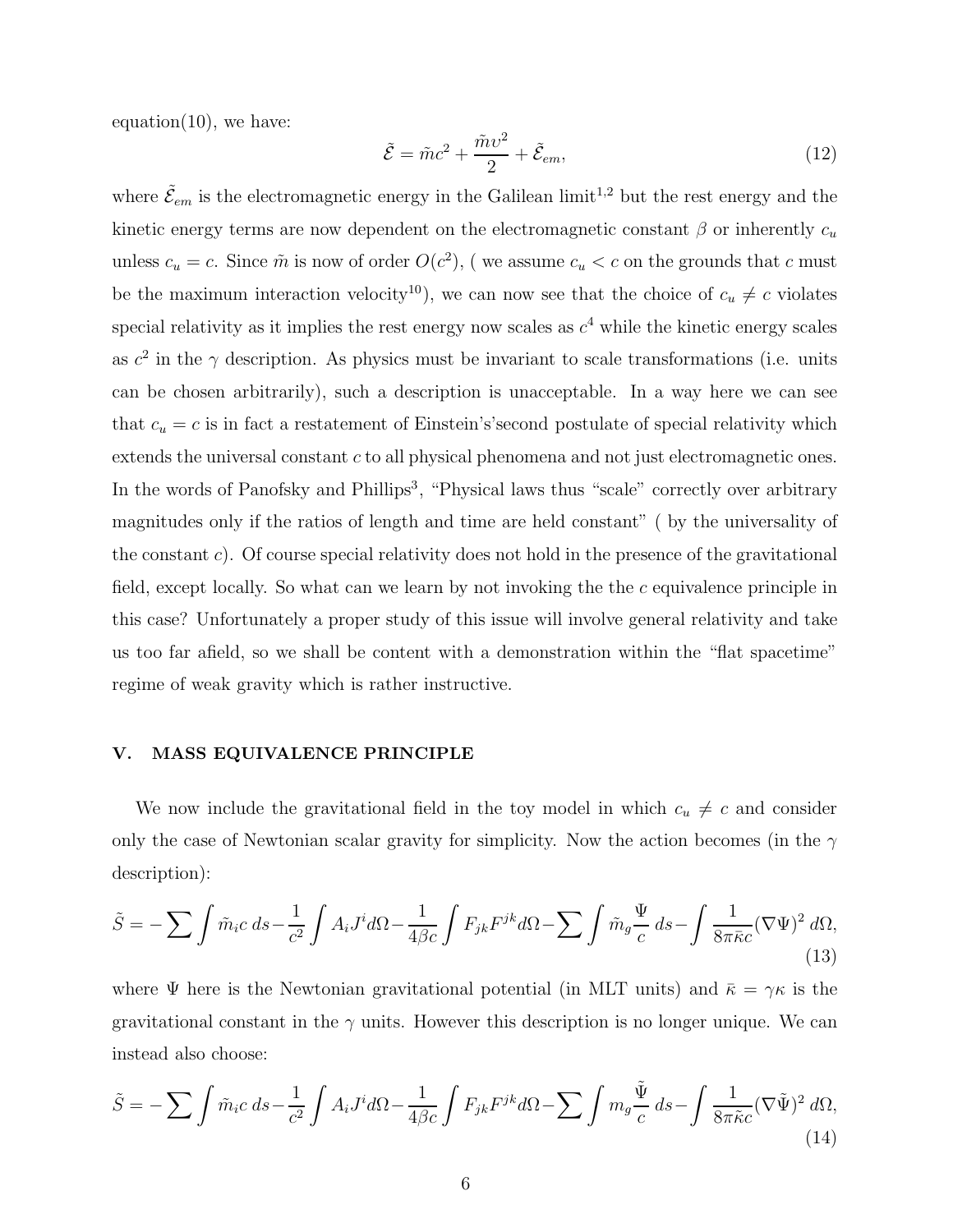equation(10), we have:

$$\tilde{\mathcal{E}} = \tilde{m}c^2 + \frac{\tilde{m}v^2}{2} + \tilde{\mathcal{E}}_{em}, \tag{12}$$

where $\tilde{\mathcal{E}}_{em}$ is the electromagnetic energy in the Galilean limit[1,2] but the rest energy and the kinetic energy terms are now dependent on the electromagnetic constant $\beta$ or inherently $c_u$ unless $c_u = c$. Since $\tilde{m}$ is now of order $O(c^2)$, ( we assume $c_u < c$ on the grounds that $c$ must be the maximum interaction velocity[10]), we can now see that the choice of $c_u \neq c$ violates special relativity as it implies the rest energy now scales as $c^4$ while the kinetic energy scales as $c^2$ in the $\gamma$ description. As physics must be invariant to scale transformations (i.e. units can be chosen arbitrarily), such a description is unacceptable. In a way here we can see that $c_u = c$ is in fact a restatement of Einstein's's second postulate of special relativity which extends the universal constant $c$ to all physical phenomena and not just electromagnetic ones. In the words of Panofsky and Phillips[3], "Physical laws thus "scale" correctly over arbitrary magnitudes only if the ratios of length and time are held constant" ( by the universality of the constant $c$). Of course special relativity does not hold in the presence of the gravitational field, except locally. So what can we learn by not invoking the the $c$ equivalence principle in this case? Unfortunately a proper study of this issue will involve general relativity and take us too far afield, so we shall be content with a demonstration within the "flat spacetime" regime of weak gravity which is rather instructive.

## V. MASS EQUIVALENCE PRINCIPLE

We now include the gravitational field in the toy model in which $c_u \neq c$ and consider only the case of Newtonian scalar gravity for simplicity. Now the action becomes (in the $\gamma$ description):

$$\tilde{S} = -\sum \int \tilde{m}_i c \, ds - \frac{1}{c^2} \int A_i J^i d\Omega - \frac{1}{4\beta c} \int F_{jk} F^{jk} d\Omega - \sum \int \tilde{m}_g \frac{\Psi}{c} \, ds - \int \frac{1}{8\pi\bar{\kappa}c} (\nabla\Psi)^2 \, d\Omega, \tag{13}$$

where $\Psi$ here is the Newtonian gravitational potential (in MLT units) and $\bar{\kappa} = \gamma\kappa$ is the gravitational constant in the $\gamma$ units. However this description is no longer unique. We can instead also choose:

$$\tilde{S} = -\sum \int \tilde{m}_i c \, ds - \frac{1}{c^2} \int A_i J^i d\Omega - \frac{1}{4\beta c} \int F_{jk} F^{jk} d\Omega - \sum \int m_g \frac{\tilde{\Psi}}{c} \, ds - \int \frac{1}{8\pi\tilde{\kappa}c} (\nabla\tilde{\Psi})^2 \, d\Omega, \tag{14}$$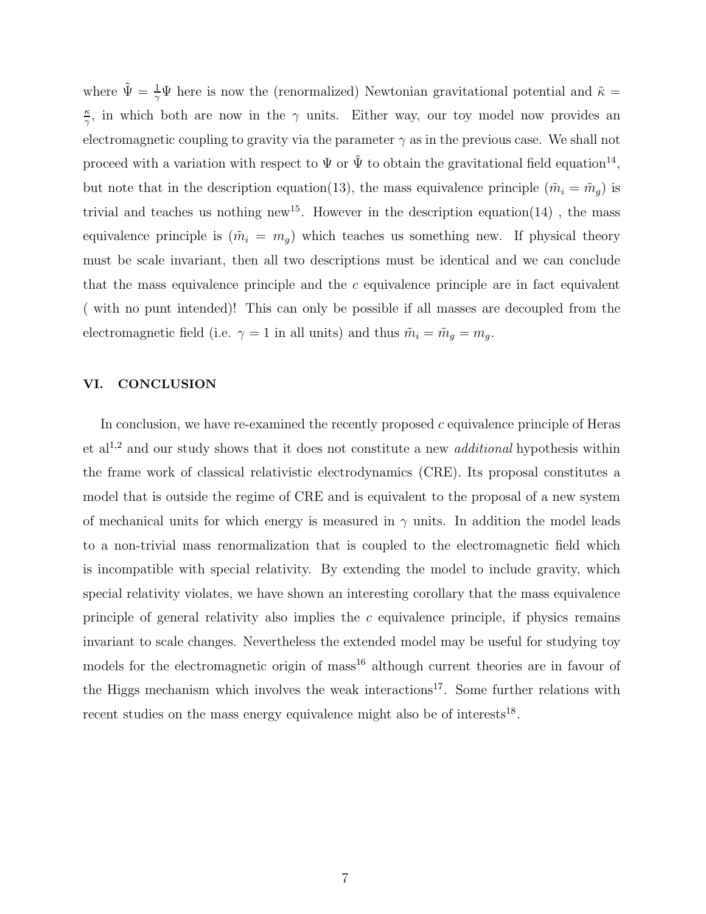where $\tilde{\Psi} = \frac{1}{\gamma}\Psi$ here is now the (renormalized) Newtonian gravitational potential and $\tilde{\kappa} = \frac{\kappa}{\gamma}$, in which both are now in the $\gamma$ units. Either way, our toy model now provides an electromagnetic coupling to gravity via the parameter $\gamma$ as in the previous case. We shall not proceed with a variation with respect to $\Psi$ or $\tilde{\Psi}$ to obtain the gravitational field equation[14], but note that in the description equation(13), the mass equivalence principle ($\tilde{m}_i = \tilde{m}_g$) is trivial and teaches us nothing new[15]. However in the description equation(14) , the mass equivalence principle is ($\tilde{m}_i = m_g$) which teaches us something new. If physical theory must be scale invariant, then all two descriptions must be identical and we can conclude that the mass equivalence principle and the $c$ equivalence principle are in fact equivalent ( with no punt intended)! This can only be possible if all masses are decoupled from the electromagnetic field (i.e. $\gamma = 1$ in all units) and thus $\tilde{m}_i = \tilde{m}_g = m_g$.

## VI. CONCLUSION

In conclusion, we have re-examined the recently proposed $c$ equivalence principle of Heras et al[1,2] and our study shows that it does not constitute a new *additional* hypothesis within the frame work of classical relativistic electrodynamics (CRE). Its proposal constitutes a model that is outside the regime of CRE and is equivalent to the proposal of a new system of mechanical units for which energy is measured in $\gamma$ units. In addition the model leads to a non-trivial mass renormalization that is coupled to the electromagnetic field which is incompatible with special relativity. By extending the model to include gravity, which special relativity violates, we have shown an interesting corollary that the mass equivalence principle of general relativity also implies the $c$ equivalence principle, if physics remains invariant to scale changes. Nevertheless the extended model may be useful for studying toy models for the electromagnetic origin of mass[16] although current theories are in favour of the Higgs mechanism which involves the weak interactions[17]. Some further relations with recent studies on the mass energy equivalence might also be of interests[18].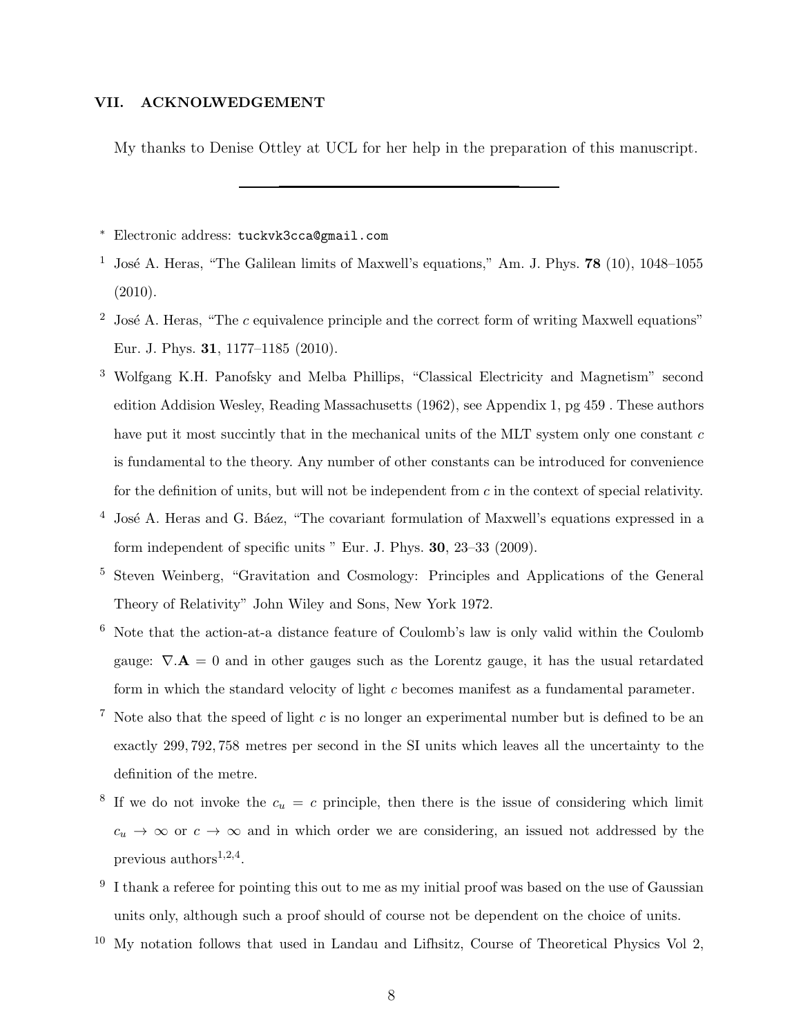## VII. ACKNOLWEDGEMENT

My thanks to Denise Ottley at UCL for her help in the preparation of this manuscript.

---

[*] Electronic address: `tuckvk3cca@gmail.com`

[1] José A. Heras, "The Galilean limits of Maxwell's equations," Am. J. Phys. **78** (10), 1048–1055 (2010).

[2] José A. Heras, "The $c$ equivalence principle and the correct form of writing Maxwell equations" Eur. J. Phys. **31**, 1177–1185 (2010).

[3] Wolfgang K.H. Panofsky and Melba Phillips, "Classical Electricity and Magnetism" second edition Addision Wesley, Reading Massachusetts (1962), see Appendix 1, pg 459 . These authors have put it most succintly that in the mechanical units of the MLT system only one constant $c$ is fundamental to the theory. Any number of other constants can be introduced for convenience for the definition of units, but will not be independent from $c$ in the context of special relativity.

[4] José A. Heras and G. Báez, "The covariant formulation of Maxwell's equations expressed in a form independent of specific units " Eur. J. Phys. **30**, 23–33 (2009).

[5] Steven Weinberg, "Gravitation and Cosmology: Principles and Applications of the General Theory of Relativity" John Wiley and Sons, New York 1972.

[6] Note that the action-at-a distance feature of Coulomb's law is only valid within the Coulomb gauge: $\nabla.\mathbf{A} = 0$ and in other gauges such as the Lorentz gauge, it has the usual retardated form in which the standard velocity of light $c$ becomes manifest as a fundamental parameter.

[7] Note also that the speed of light $c$ is no longer an experimental number but is defined to be an exactly $299,792,758$ metres per second in the SI units which leaves all the uncertainty to the definition of the metre.

[8] If we do not invoke the $c_u = c$ principle, then there is the issue of considering which limit $c_u \to \infty$ or $c \to \infty$ and in which order we are considering, an issued not addressed by the previous authors[1,2,4].

[9] I thank a referee for pointing this out to me as my initial proof was based on the use of Gaussian units only, although such a proof should of course not be dependent on the choice of units.

[10] My notation follows that used in Landau and Lifhsitz, Course of Theoretical Physics Vol 2,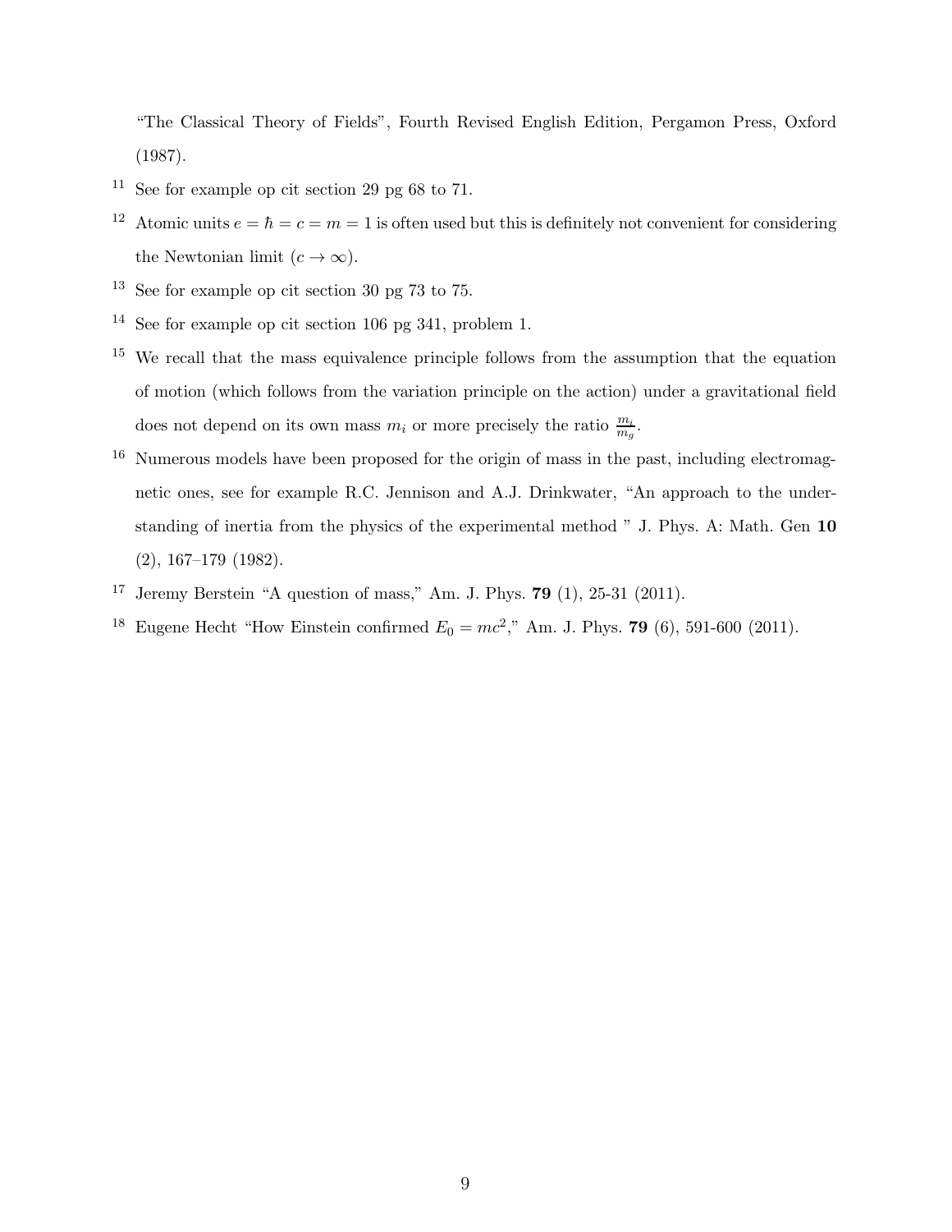"The Classical Theory of Fields", Fourth Revised English Edition, Pergamon Press, Oxford (1987).

[11] See for example op cit section 29 pg 68 to 71.

[12] Atomic units $e = \hbar = c = m = 1$ is often used but this is definitely not convenient for considering the Newtonian limit ($c \to \infty$).

[13] See for example op cit section 30 pg 73 to 75.

[14] See for example op cit section 106 pg 341, problem 1.

[15] We recall that the mass equivalence principle follows from the assumption that the equation of motion (which follows from the variation principle on the action) under a gravitational field does not depend on its own mass $m_i$ or more precisely the ratio $\frac{m_i}{m_g}$.

[16] Numerous models have been proposed for the origin of mass in the past, including electromagnetic ones, see for example R.C. Jennison and A.J. Drinkwater, "An approach to the understanding of inertia from the physics of the experimental method " J. Phys. A: Math. Gen **10** (2), 167–179 (1982).

[17] Jeremy Berstein "A question of mass," Am. J. Phys. **79** (1), 25-31 (2011).

[18] Eugene Hecht "How Einstein confirmed $E_0 = mc^2$," Am. J. Phys. **79** (6), 591-600 (2011).